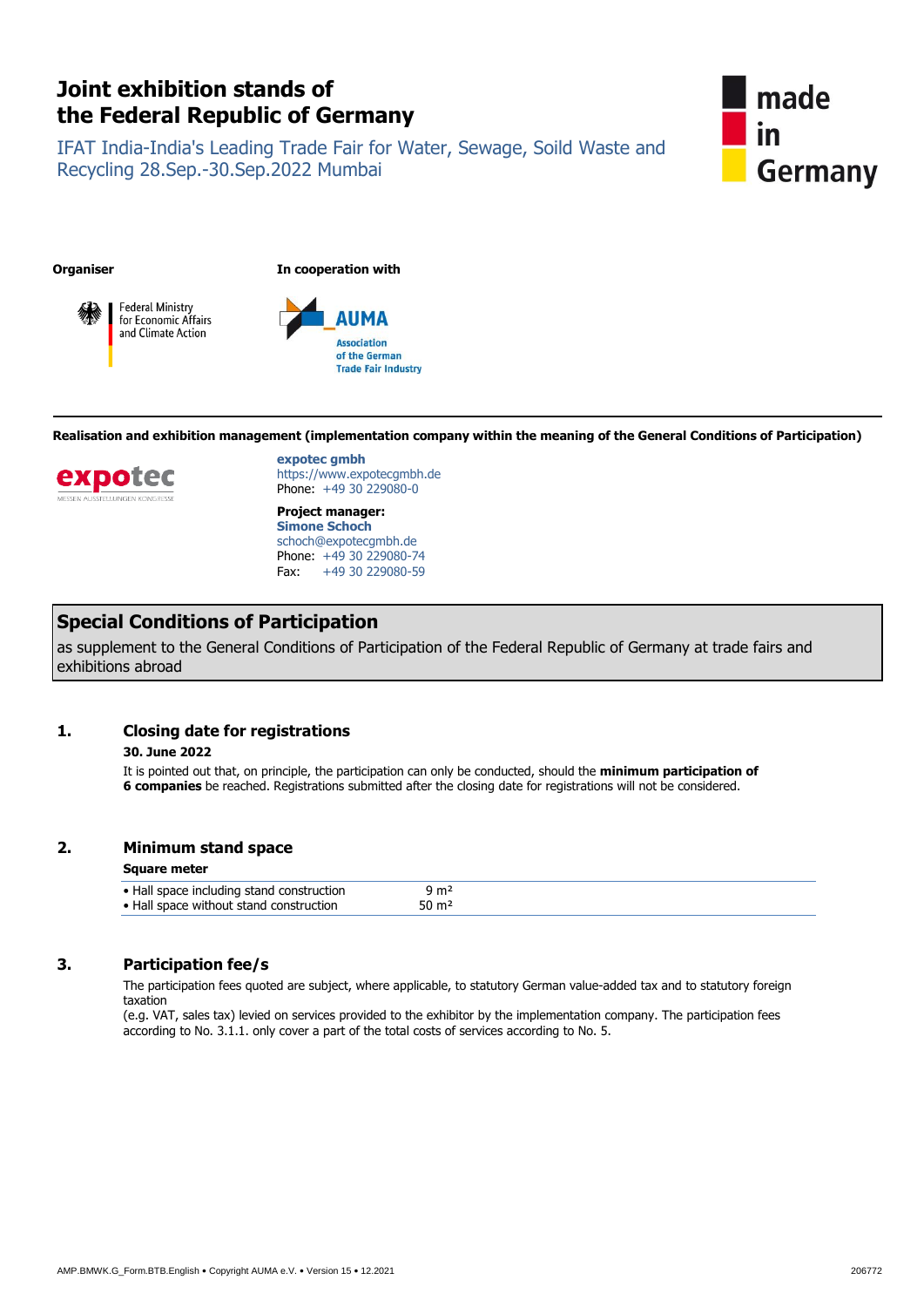# Joint exhibition stands of the Federal Republic of Germany

IFAT India-India's Leading Trade Fair for Water, Sewage, Soild Waste and Recycling 28.Sep.-30.Sep.2022 Mumbai

made in Germany

**Organiser**

Federal Ministry for Economic Affairs and Climate Action

**In cooperation with**

AUMA Association of the German Trade Fair Industry

**Realisation and exhibition management (implementation company within the meaning of the General Conditions of Participation)**

expotec MESSEN AUSSTELLUNGEN KONGRESSE

**expotec gmbh**
https://www.expotecgmbh.de
Phone: +49 30 229080-0

**Project manager:**
**Simone Schoch**
schoch@expotecgmbh.de
Phone: +49 30 229080-74
Fax: +49 30 229080-59

## Special Conditions of Participation

as supplement to the General Conditions of Participation of the Federal Republic of Germany at trade fairs and exhibitions abroad

## 1. Closing date for registrations

**30. June 2022**

It is pointed out that, on principle, the participation can only be conducted, should the **minimum participation of 6 companies** be reached. Registrations submitted after the closing date for registrations will not be considered.

## 2. Minimum stand space

| Square meter | |
|---|---|
| • Hall space including stand construction | 9 m² |
| • Hall space without stand construction | 50 m² |

## 3. Participation fee/s

The participation fees quoted are subject, where applicable, to statutory German value-added tax and to statutory foreign taxation
(e.g. VAT, sales tax) levied on services provided to the exhibitor by the implementation company. The participation fees according to No. 3.1.1. only cover a part of the total costs of services according to No. 5.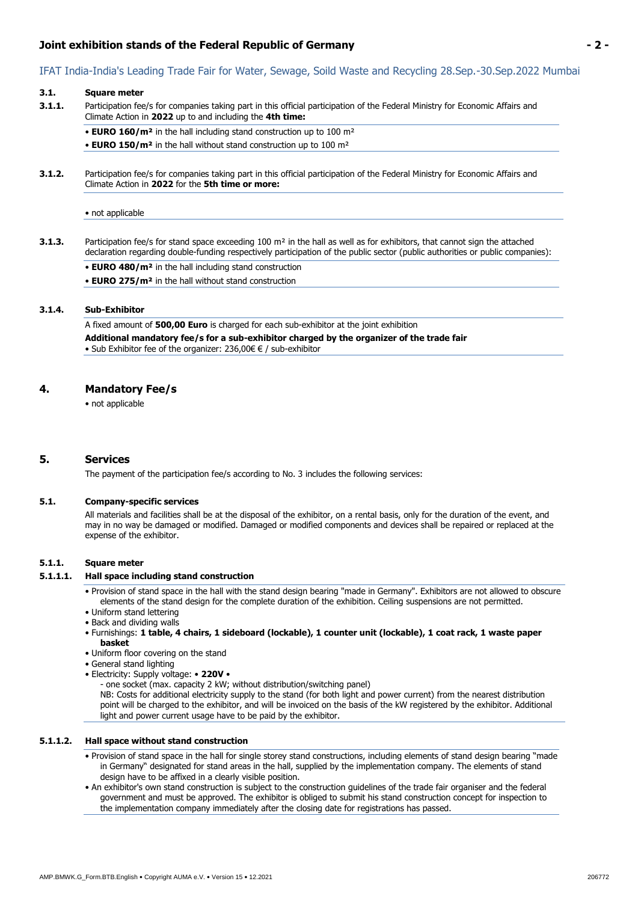## IFAT India-India's Leading Trade Fair for Water, Sewage, Soild Waste and Recycling 28.Sep.-30.Sep.2022 Mumbai

### 3.1. Square meter

**3.1.1.** Participation fee/s for companies taking part in this official participation of the Federal Ministry for Economic Affairs and Climate Action in **2022** up to and including the **4th time:**

- **EURO 160/m²** in the hall including stand construction up to 100 m²
- **EURO 150/m²** in the hall without stand construction up to 100 m²

**3.1.2.** Participation fee/s for companies taking part in this official participation of the Federal Ministry for Economic Affairs and Climate Action in **2022** for the **5th time or more:**

- not applicable

**3.1.3.** Participation fee/s for stand space exceeding 100 m² in the hall as well as for exhibitors, that cannot sign the attached declaration regarding double-funding respectively participation of the public sector (public authorities or public companies):

- **EURO 480/m²** in the hall including stand construction
- **EURO 275/m²** in the hall without stand construction

**3.1.4. Sub-Exhibitor**

A fixed amount of **500,00 Euro** is charged for each sub-exhibitor at the joint exhibition

**Additional mandatory fee/s for a sub-exhibitor charged by the organizer of the trade fair**

- Sub Exhibitor fee of the organizer: 236,00€ € / sub-exhibitor

## 4. Mandatory Fee/s

- not applicable

## 5. Services

The payment of the participation fee/s according to No. 3 includes the following services:

### 5.1. Company-specific services

All materials and facilities shall be at the disposal of the exhibitor, on a rental basis, only for the duration of the event, and may in no way be damaged or modified. Damaged or modified components and devices shall be repaired or replaced at the expense of the exhibitor.

#### 5.1.1. Square meter

**5.1.1.1. Hall space including stand construction**

- Provision of stand space in the hall with the stand design bearing "made in Germany". Exhibitors are not allowed to obscure elements of the stand design for the complete duration of the exhibition. Ceiling suspensions are not permitted.
- Uniform stand lettering
- Back and dividing walls
- Furnishings: **1 table, 4 chairs, 1 sideboard (lockable), 1 counter unit (lockable), 1 coat rack, 1 waste paper basket**
- Uniform floor covering on the stand
- General stand lighting
- Electricity: Supply voltage: • **220V** •
  - one socket (max. capacity 2 kW; without distribution/switching panel)

  NB: Costs for additional electricity supply to the stand (for both light and power current) from the nearest distribution point will be charged to the exhibitor, and will be invoiced on the basis of the kW registered by the exhibitor. Additional light and power current usage have to be paid by the exhibitor.

**5.1.1.2. Hall space without stand construction**

- Provision of stand space in the hall for single storey stand constructions, including elements of stand design bearing "made in Germany" designated for stand areas in the hall, supplied by the implementation company. The elements of stand design have to be affixed in a clearly visible position.
- An exhibitor's own stand construction is subject to the construction guidelines of the trade fair organiser and the federal government and must be approved. The exhibitor is obliged to submit his stand construction concept for inspection to the implementation company immediately after the closing date for registrations has passed.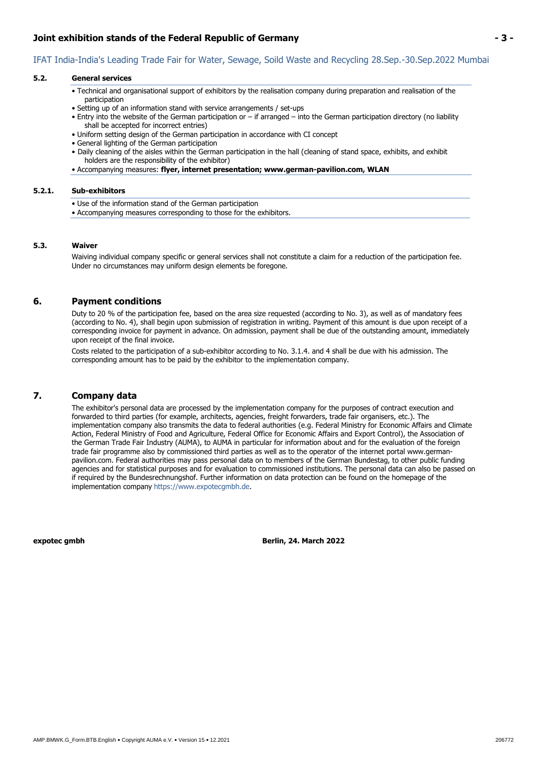### 5.2. General services

- Technical and organisational support of exhibitors by the realisation company during preparation and realisation of the participation
- Setting up of an information stand with service arrangements / set-ups
- Entry into the website of the German participation or – if arranged – into the German participation directory (no liability shall be accepted for incorrect entries)
- Uniform setting design of the German participation in accordance with CI concept
- General lighting of the German participation
- Daily cleaning of the aisles within the German participation in the hall (cleaning of stand space, exhibits, and exhibit holders are the responsibility of the exhibitor)
- Accompanying measures: **flyer, internet presentation; www.german-pavilion.com, WLAN**

### 5.2.1. Sub-exhibitors

- Use of the information stand of the German participation
- Accompanying measures corresponding to those for the exhibitors.

### 5.3. Waiver

Waiving individual company specific or general services shall not constitute a claim for a reduction of the participation fee. Under no circumstances may uniform design elements be foregone.

## 6. Payment conditions

Duty to 20 % of the participation fee, based on the area size requested (according to No. 3), as well as of mandatory fees (according to No. 4), shall begin upon submission of registration in writing. Payment of this amount is due upon receipt of a corresponding invoice for payment in advance. On admission, payment shall be due of the outstanding amount, immediately upon receipt of the final invoice.

Costs related to the participation of a sub-exhibitor according to No. 3.1.4. and 4 shall be due with his admission. The corresponding amount has to be paid by the exhibitor to the implementation company.

## 7. Company data

The exhibitor's personal data are processed by the implementation company for the purposes of contract execution and forwarded to third parties (for example, architects, agencies, freight forwarders, trade fair organisers, etc.). The implementation company also transmits the data to federal authorities (e.g. Federal Ministry for Economic Affairs and Climate Action, Federal Ministry of Food and Agriculture, Federal Office for Economic Affairs and Export Control), the Association of the German Trade Fair Industry (AUMA), to AUMA in particular for information about and for the evaluation of the foreign trade fair programme also by commissioned third parties as well as to the operator of the internet portal www.german-pavilion.com. Federal authorities may pass personal data on to members of the German Bundestag, to other public funding agencies and for statistical purposes and for evaluation to commissioned institutions. The personal data can also be passed on if required by the Bundesrechnungshof. Further information on data protection can be found on the homepage of the implementation company https://www.expotecgmbh.de.

**expotec gmbh** **Berlin, 24. March 2022**